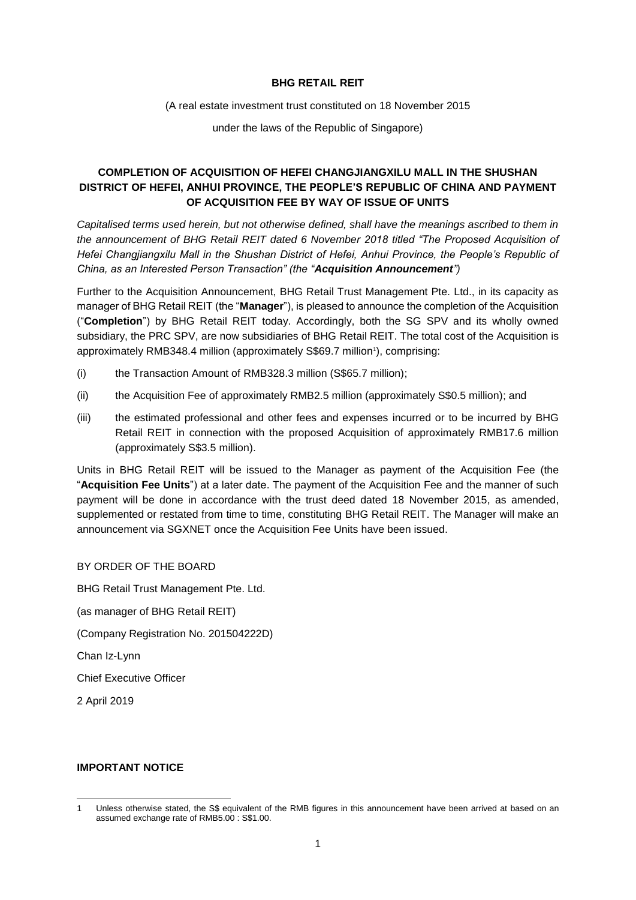**BHG RETAIL REIT**

(A real estate investment trust constituted on 18 November 2015

under the laws of the Republic of Singapore)

## COMPLETION OF ACQUISITION OF HEFEI CHANGJIANGXILU MALL IN THE SHUSHAN DISTRICT OF HEFEI, ANHUI PROVINCE, THE PEOPLE'S REPUBLIC OF CHINA AND PAYMENT OF ACQUISITION FEE BY WAY OF ISSUE OF UNITS

*Capitalised terms used herein, but not otherwise defined, shall have the meanings ascribed to them in the announcement of BHG Retail REIT dated 6 November 2018 titled "The Proposed Acquisition of Hefei Changjiangxilu Mall in the Shushan District of Hefei, Anhui Province, the People's Republic of China, as an Interested Person Transaction" (the "**Acquisition Announcement**")*

Further to the Acquisition Announcement, BHG Retail Trust Management Pte. Ltd., in its capacity as manager of BHG Retail REIT (the "**Manager**"), is pleased to announce the completion of the Acquisition ("**Completion**") by BHG Retail REIT today. Accordingly, both the SG SPV and its wholly owned subsidiary, the PRC SPV, are now subsidiaries of BHG Retail REIT. The total cost of the Acquisition is approximately RMB348.4 million (approximately S$69.7 million[1]), comprising:

(i) the Transaction Amount of RMB328.3 million (S$65.7 million);

(ii) the Acquisition Fee of approximately RMB2.5 million (approximately S$0.5 million); and

(iii) the estimated professional and other fees and expenses incurred or to be incurred by BHG Retail REIT in connection with the proposed Acquisition of approximately RMB17.6 million (approximately S$3.5 million).

Units in BHG Retail REIT will be issued to the Manager as payment of the Acquisition Fee (the "**Acquisition Fee Units**") at a later date. The payment of the Acquisition Fee and the manner of such payment will be done in accordance with the trust deed dated 18 November 2015, as amended, supplemented or restated from time to time, constituting BHG Retail REIT. The Manager will make an announcement via SGXNET once the Acquisition Fee Units have been issued.

BY ORDER OF THE BOARD

BHG Retail Trust Management Pte. Ltd.

(as manager of BHG Retail REIT)

(Company Registration No. 201504222D)

Chan Iz-Lynn

Chief Executive Officer

2 April 2019

**IMPORTANT NOTICE**

---

[1] Unless otherwise stated, the S$ equivalent of the RMB figures in this announcement have been arrived at based on an assumed exchange rate of RMB5.00 : S$1.00.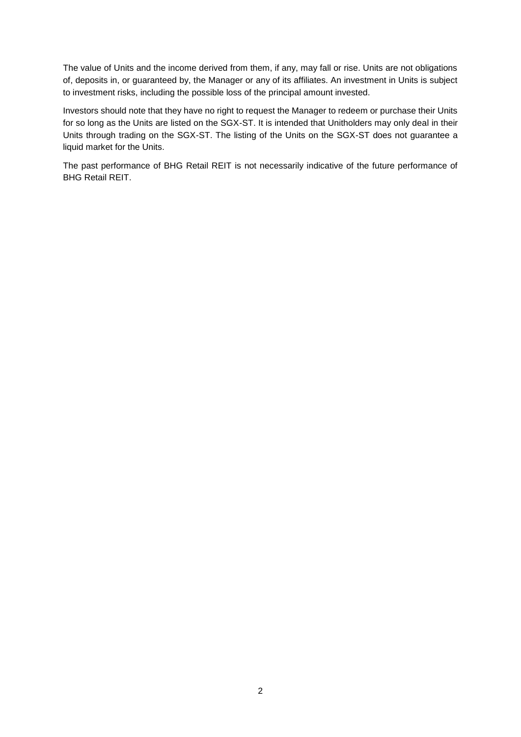The value of Units and the income derived from them, if any, may fall or rise. Units are not obligations of, deposits in, or guaranteed by, the Manager or any of its affiliates. An investment in Units is subject to investment risks, including the possible loss of the principal amount invested.

Investors should note that they have no right to request the Manager to redeem or purchase their Units for so long as the Units are listed on the SGX-ST. It is intended that Unitholders may only deal in their Units through trading on the SGX-ST. The listing of the Units on the SGX-ST does not guarantee a liquid market for the Units.

The past performance of BHG Retail REIT is not necessarily indicative of the future performance of BHG Retail REIT.